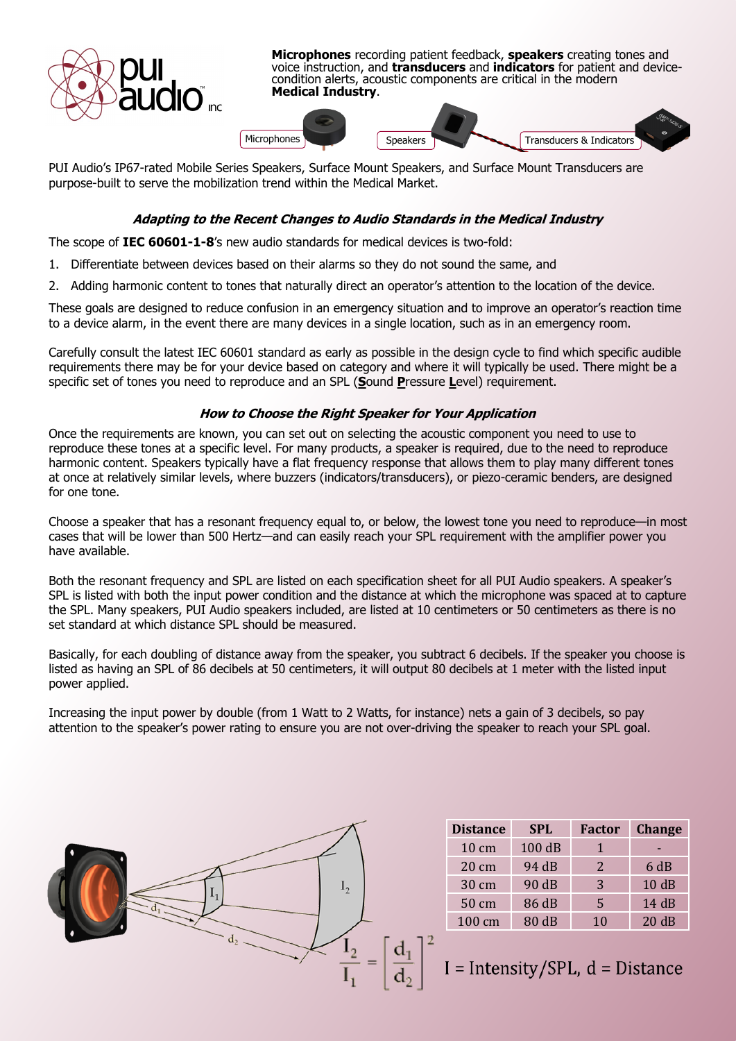**Microphones** recording patient feedback, **speakers** creating tones and voice instruction, and **transducers** and **indicators** for patient and device-condition alerts, acoustic components are critical in the modern **Medical Industry**.

Microphones | Speakers | Transducers & Indicators

PUI Audio's IP67-rated Mobile Series Speakers, Surface Mount Speakers, and Surface Mount Transducers are purpose-built to serve the mobilization trend within the Medical Market.

### *Adapting to the Recent Changes to Audio Standards in the Medical Industry*

The scope of **IEC 60601-1-8**'s new audio standards for medical devices is two-fold:

1. Differentiate between devices based on their alarms so they do not sound the same, and
2. Adding harmonic content to tones that naturally direct an operator's attention to the location of the device.

These goals are designed to reduce confusion in an emergency situation and to improve an operator's reaction time to a device alarm, in the event there are many devices in a single location, such as in an emergency room.

Carefully consult the latest IEC 60601 standard as early as possible in the design cycle to find which specific audible requirements there may be for your device based on category and where it will typically be used. There might be a specific set of tones you need to reproduce and an SPL (**S**ound **P**ressure **L**evel) requirement.

### *How to Choose the Right Speaker for Your Application*

Once the requirements are known, you can set out on selecting the acoustic component you need to use to reproduce these tones at a specific level. For many products, a speaker is required, due to the need to reproduce harmonic content. Speakers typically have a flat frequency response that allows them to play many different tones at once at relatively similar levels, where buzzers (indicators/transducers), or piezo-ceramic benders, are designed for one tone.

Choose a speaker that has a resonant frequency equal to, or below, the lowest tone you need to reproduce—in most cases that will be lower than 500 Hertz—and can easily reach your SPL requirement with the amplifier power you have available.

Both the resonant frequency and SPL are listed on each specification sheet for all PUI Audio speakers. A speaker's SPL is listed with both the input power condition and the distance at which the microphone was spaced at to capture the SPL. Many speakers, PUI Audio speakers included, are listed at 10 centimeters or 50 centimeters as there is no set standard at which distance SPL should be measured.

Basically, for each doubling of distance away from the speaker, you subtract 6 decibels. If the speaker you choose is listed as having an SPL of 86 decibels at 50 centimeters, it will output 80 decibels at 1 meter with the listed input power applied.

Increasing the input power by double (from 1 Watt to 2 Watts, for instance) nets a gain of 3 decibels, so pay attention to the speaker's power rating to ensure you are not over-driving the speaker to reach your SPL goal.

$$\frac{I_2}{I_1} = \left[\frac{d_1}{d_2}\right]^2$$

| Distance | SPL | Factor | Change |
|---|---|---|---|
| 10 cm | 100 dB | 1 | - |
| 20 cm | 94 dB | 2 | 6 dB |
| 30 cm | 90 dB | 3 | 10 dB |
| 50 cm | 86 dB | 5 | 14 dB |
| 100 cm | 80 dB | 10 | 20 dB |

I = Intensity/SPL, d = Distance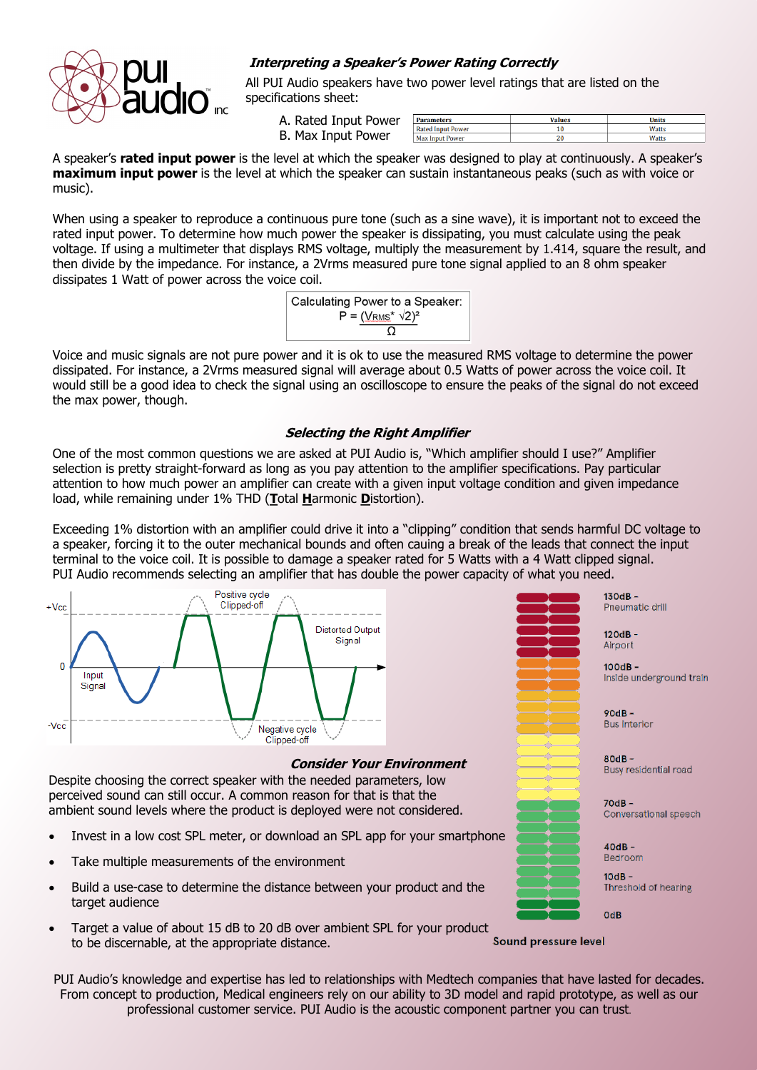pui audio inc

## *Interpreting a Speaker's Power Rating Correctly*

All PUI Audio speakers have two power level ratings that are listed on the specifications sheet:

A. Rated Input Power
B. Max Input Power

| Parameters | Values | Units |
|---|---|---|
| Rated Input Power | 10 | Watts |
| Max Input Power | 20 | Watts |

A speaker's **rated input power** is the level at which the speaker was designed to play at continuously. A speaker's **maximum input power** is the level at which the speaker can sustain instantaneous peaks (such as with voice or music).

When using a speaker to reproduce a continuous pure tone (such as a sine wave), it is important not to exceed the rated input power. To determine how much power the speaker is dissipating, you must calculate using the peak voltage. If using a multimeter that displays RMS voltage, multiply the measurement by 1.414, square the result, and then divide by the impedance. For instance, a 2Vrms measured pure tone signal applied to an 8 ohm speaker dissipates 1 Watt of power across the voice coil.

Calculating Power to a Speaker:

$$P = \frac{(V_{RMS} * \sqrt{2})^2}{\Omega}$$

Voice and music signals are not pure power and it is ok to use the measured RMS voltage to determine the power dissipated. For instance, a 2Vrms measured signal will average about 0.5 Watts of power across the voice coil. It would still be a good idea to check the signal using an oscilloscope to ensure the peaks of the signal do not exceed the max power, though.

## *Selecting the Right Amplifier*

One of the most common questions we are asked at PUI Audio is, "Which amplifier should I use?" Amplifier selection is pretty straight-forward as long as you pay attention to the amplifier specifications. Pay particular attention to how much power an amplifier can create with a given input voltage condition and given impedance load, while remaining under 1% THD (**T**otal **H**armonic **D**istortion).

Exceeding 1% distortion with an amplifier could drive it into a "clipping" condition that sends harmful DC voltage to a speaker, forcing it to the outer mechanical bounds and often cauing a break of the leads that connect the input terminal to the voice coil. It is possible to damage a speaker rated for 5 Watts with a 4 Watt clipped signal. PUI Audio recommends selecting an amplifier that has double the power capacity of what you need.

+Vcc
0
-Vcc
Input Signal
Positive cycle Clipped-off
Distorted Output Signal
Negative cycle Clipped-off

## *Consider Your Environment*

Despite choosing the correct speaker with the needed parameters, low perceived sound can still occur. A common reason for that is that the ambient sound levels where the product is deployed were not considered.

- Invest in a low cost SPL meter, or download an SPL app for your smartphone
- Take multiple measurements of the environment
- Build a use-case to determine the distance between your product and the target audience
- Target a value of about 15 dB to 20 dB over ambient SPL for your product to be discernable, at the appropriate distance.

130dB - Pneumatic drill
120dB - Airport
100dB - Inside underground train
90dB - Bus interior
80dB - Busy residential road
70dB - Conversational speech
40dB - Bedroom
10dB - Threshold of hearing
0dB
Sound pressure level

PUI Audio's knowledge and expertise has led to relationships with Medtech companies that have lasted for decades. From concept to production, Medical engineers rely on our ability to 3D model and rapid prototype, as well as our professional customer service. PUI Audio is the acoustic component partner you can trust.